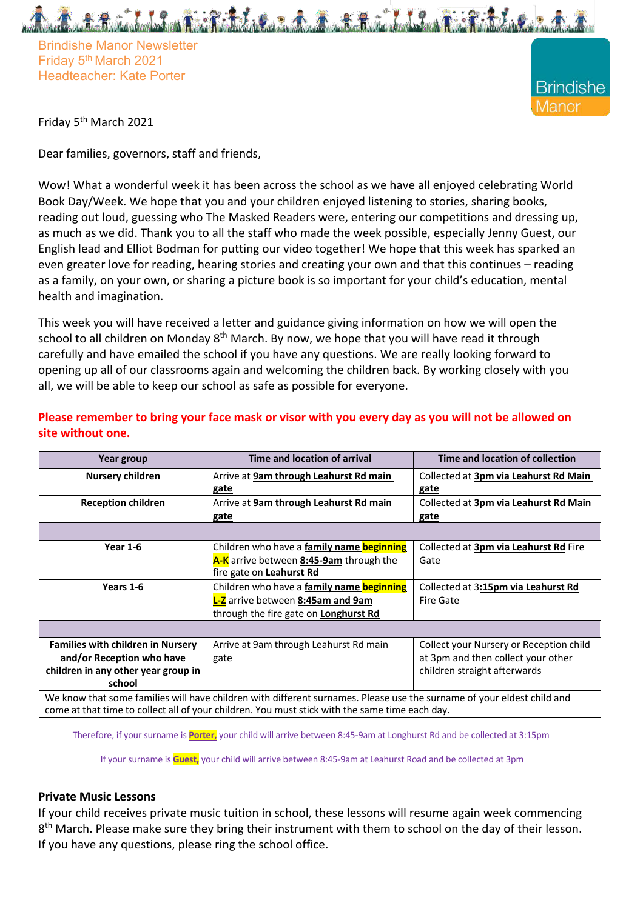Brindishe Manor Newsletter
Friday 5th March 2021
Headteacher: Kate Porter

Brindishe Manor

Friday 5th March 2021

Dear families, governors, staff and friends,

Wow! What a wonderful week it has been across the school as we have all enjoyed celebrating World Book Day/Week. We hope that you and your children enjoyed listening to stories, sharing books, reading out loud, guessing who The Masked Readers were, entering our competitions and dressing up, as much as we did. Thank you to all the staff who made the week possible, especially Jenny Guest, our English lead and Elliot Bodman for putting our video together! We hope that this week has sparked an even greater love for reading, hearing stories and creating your own and that this continues – reading as a family, on your own, or sharing a picture book is so important for your child's education, mental health and imagination.

This week you will have received a letter and guidance giving information on how we will open the school to all children on Monday 8th March. By now, we hope that you will have read it through carefully and have emailed the school if you have any questions. We are really looking forward to opening up all of our classrooms again and welcoming the children back. By working closely with you all, we will be able to keep our school as safe as possible for everyone.

**Please remember to bring your face mask or visor with you every day as you will not be allowed on site without one.**

| Year group | Time and location of arrival | Time and location of collection |
|---|---|---|
| **Nursery children** | Arrive at **9am through Leahurst Rd main gate** | Collected at **3pm via Leahurst Rd Main gate** |
| **Reception children** | Arrive at **9am through Leahurst Rd main gate** | Collected at **3pm via Leahurst Rd Main gate** |
| | | |
| **Year 1-6** | Children who have a **family name beginning A-K** arrive between **8:45-9am** through the fire gate on **Leahurst Rd** | Collected at **3pm via Leahurst Rd** Fire Gate |
| **Years 1-6** | Children who have a **family name beginning L-Z** arrive between **8:45am and 9am** through the fire gate on **Longhurst Rd** | Collected at 3**:15pm via Leahurst Rd** Fire Gate |
| | | |
| **Families with children in Nursery and/or Reception who have children in any other year group in school** | Arrive at 9am through Leahurst Rd main gate | Collect your Nursery or Reception child at 3pm and then collect your other children straight afterwards |
| We know that some families will have children with different surnames. Please use the surname of your eldest child and come at that time to collect all of your children. You must stick with the same time each day. | | |

Therefore, if your surname is **Porter,** your child will arrive between 8:45-9am at Longhurst Rd and be collected at 3:15pm

If your surname is **Guest,** your child will arrive between 8:45-9am at Leahurst Road and be collected at 3pm

### Private Music Lessons

If your child receives private music tuition in school, these lessons will resume again week commencing 8th March. Please make sure they bring their instrument with them to school on the day of their lesson. If you have any questions, please ring the school office.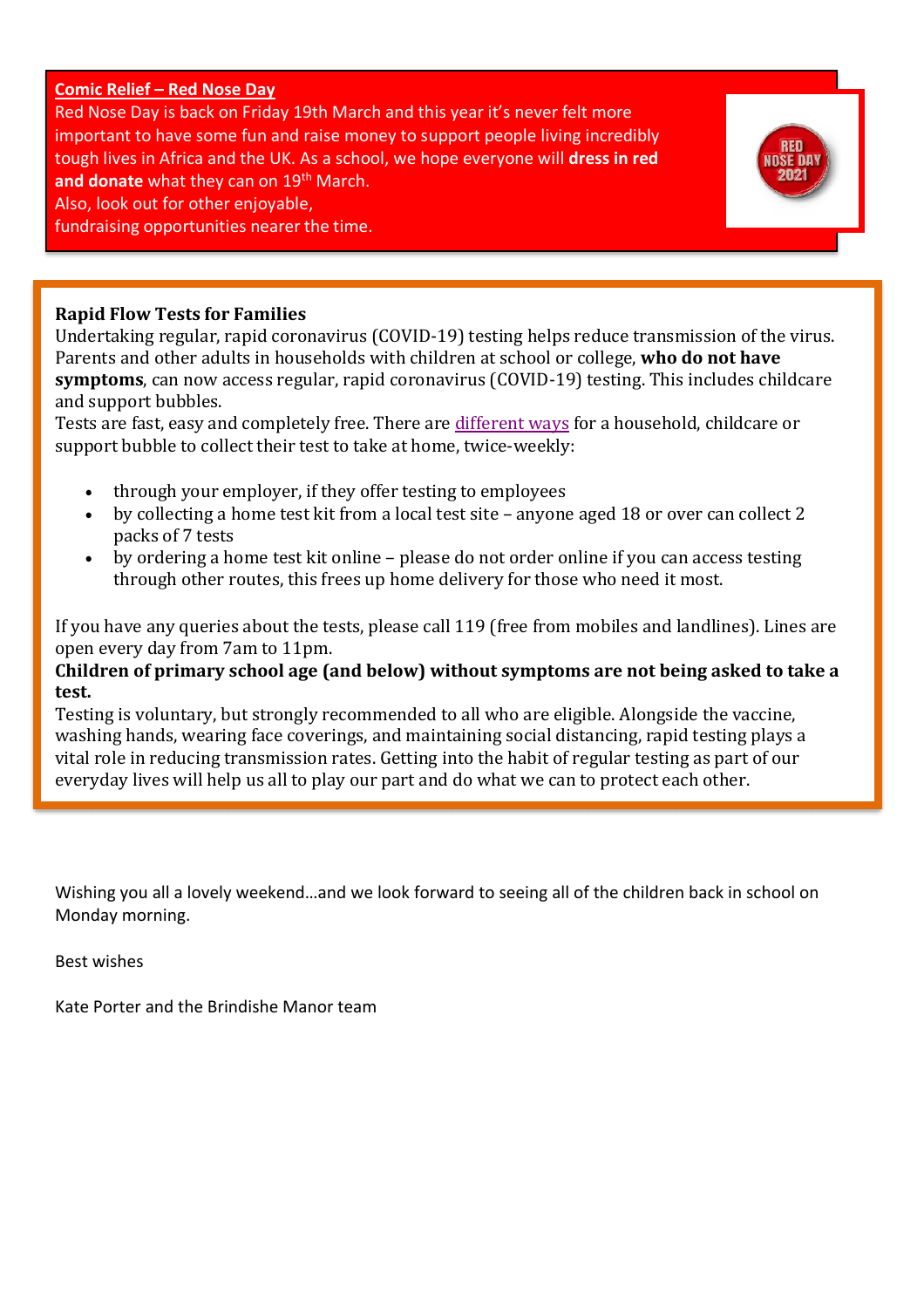**Comic Relief – Red Nose Day**

Red Nose Day is back on Friday 19th March and this year it's never felt more important to have some fun and raise money to support people living incredibly tough lives in Africa and the UK. As a school, we hope everyone will **dress in red and donate** what they can on 19th March.
Also, look out for other enjoyable, fundraising opportunities nearer the time.

**Rapid Flow Tests for Families**

Undertaking regular, rapid coronavirus (COVID-19) testing helps reduce transmission of the virus. Parents and other adults in households with children at school or college, **who do not have symptoms**, can now access regular, rapid coronavirus (COVID-19) testing. This includes childcare and support bubbles.
Tests are fast, easy and completely free. There are different ways for a household, childcare or support bubble to collect their test to take at home, twice-weekly:

- through your employer, if they offer testing to employees
- by collecting a home test kit from a local test site – anyone aged 18 or over can collect 2 packs of 7 tests
- by ordering a home test kit online – please do not order online if you can access testing through other routes, this frees up home delivery for those who need it most.

If you have any queries about the tests, please call 119 (free from mobiles and landlines). Lines are open every day from 7am to 11pm.
**Children of primary school age (and below) without symptoms are not being asked to take a test.**
Testing is voluntary, but strongly recommended to all who are eligible. Alongside the vaccine, washing hands, wearing face coverings, and maintaining social distancing, rapid testing plays a vital role in reducing transmission rates. Getting into the habit of regular testing as part of our everyday lives will help us all to play our part and do what we can to protect each other.

Wishing you all a lovely weekend…and we look forward to seeing all of the children back in school on Monday morning.

Best wishes

Kate Porter and the Brindishe Manor team